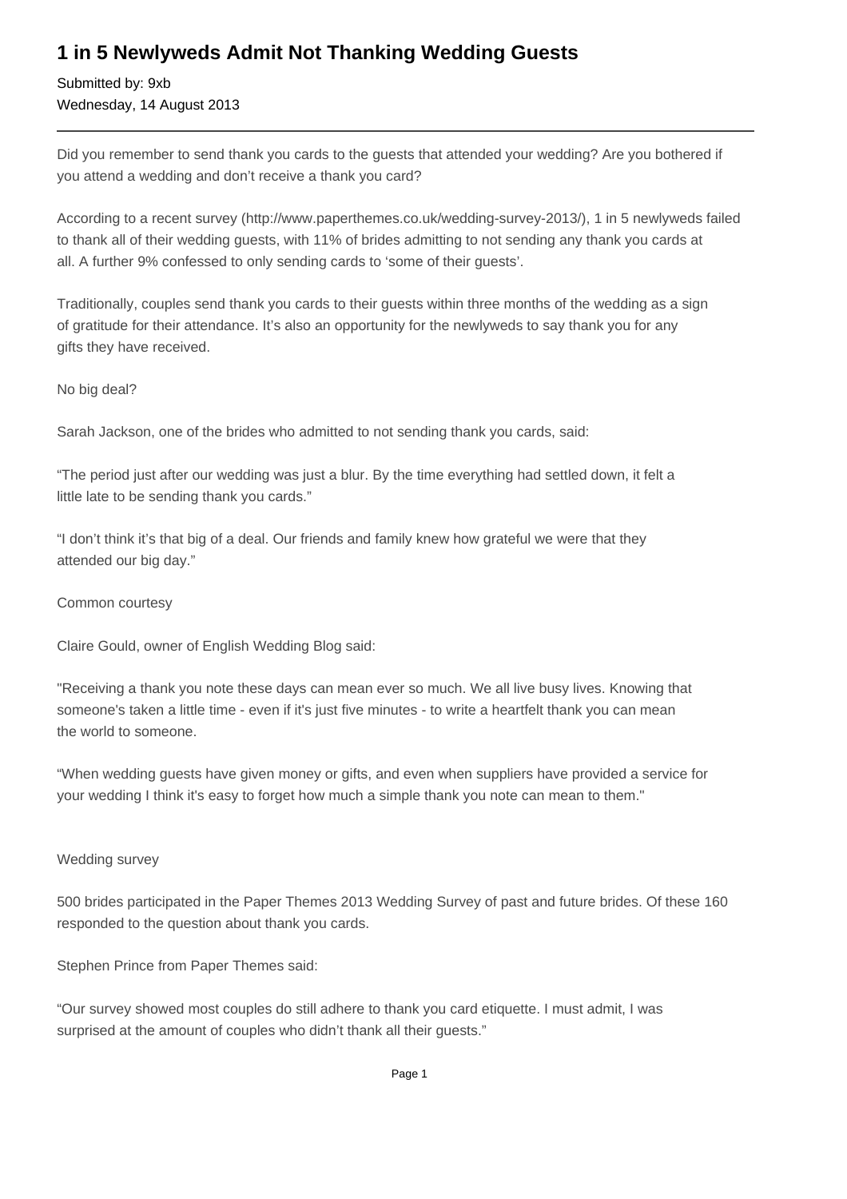# 1 in 5 Newlyweds Admit Not Thanking Wedding Guests

Submitted by: 9xb  
Wednesday, 14 August 2013

---

Did you remember to send thank you cards to the guests that attended your wedding? Are you bothered if you attend a wedding and don't receive a thank you card?

According to a recent survey (http://www.paperthemes.co.uk/wedding-survey-2013/), 1 in 5 newlyweds failed to thank all of their wedding guests, with 11% of brides admitting to not sending any thank you cards at all. A further 9% confessed to only sending cards to 'some of their guests'.

Traditionally, couples send thank you cards to their guests within three months of the wedding as a sign of gratitude for their attendance. It's also an opportunity for the newlyweds to say thank you for any gifts they have received.

No big deal?

Sarah Jackson, one of the brides who admitted to not sending thank you cards, said:

"The period just after our wedding was just a blur. By the time everything had settled down, it felt a little late to be sending thank you cards."

"I don't think it's that big of a deal. Our friends and family knew how grateful we were that they attended our big day."

Common courtesy

Claire Gould, owner of English Wedding Blog said:

"Receiving a thank you note these days can mean ever so much. We all live busy lives. Knowing that someone's taken a little time - even if it's just five minutes - to write a heartfelt thank you can mean the world to someone.

"When wedding guests have given money or gifts, and even when suppliers have provided a service for your wedding I think it's easy to forget how much a simple thank you note can mean to them."

Wedding survey

500 brides participated in the Paper Themes 2013 Wedding Survey of past and future brides. Of these 160 responded to the question about thank you cards.

Stephen Prince from Paper Themes said:

"Our survey showed most couples do still adhere to thank you card etiquette. I must admit, I was surprised at the amount of couples who didn't thank all their guests."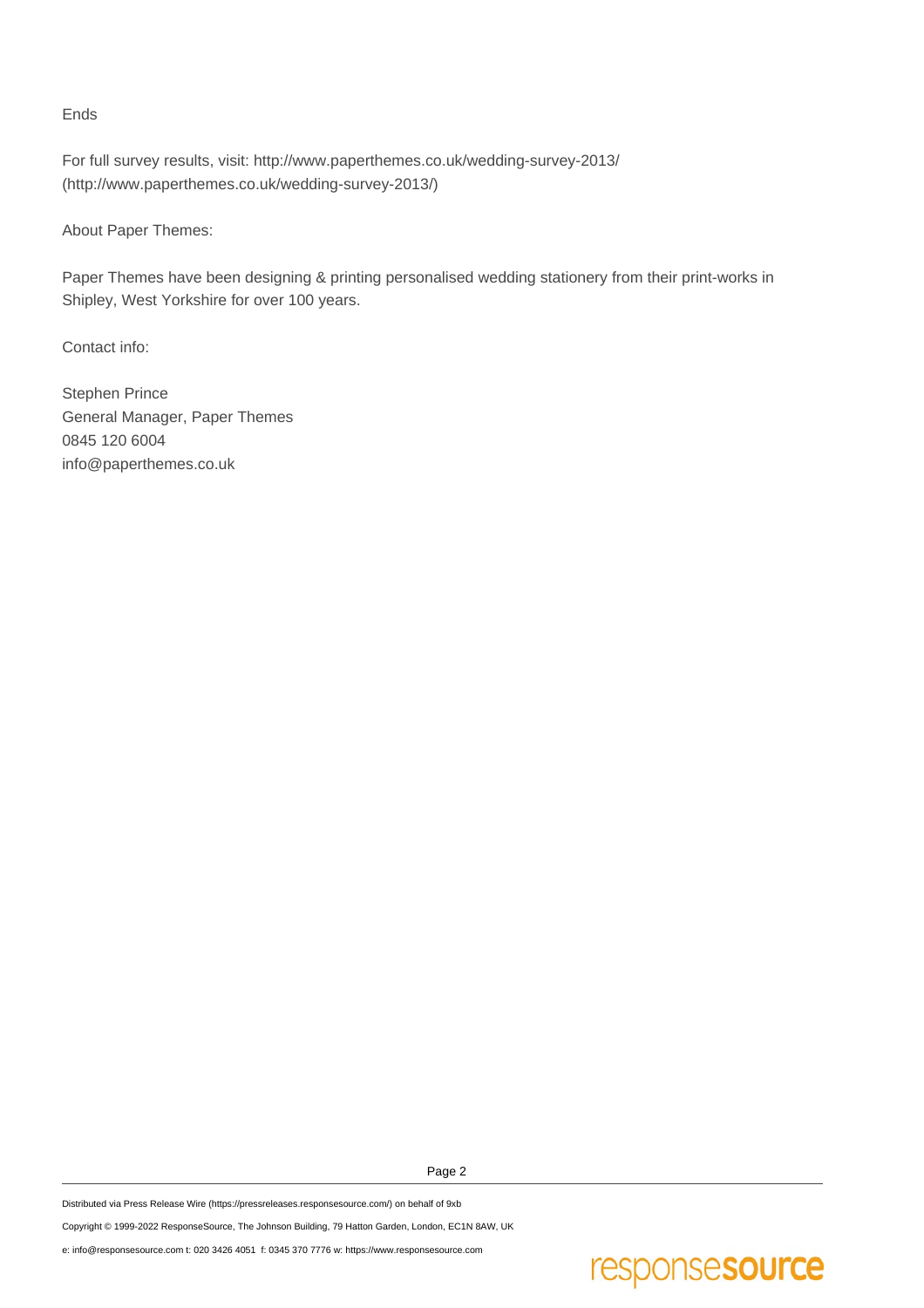Ends

For full survey results, visit: http://www.paperthemes.co.uk/wedding-survey-2013/ (http://www.paperthemes.co.uk/wedding-survey-2013/)

About Paper Themes:

Paper Themes have been designing & printing personalised wedding stationery from their print-works in Shipley, West Yorkshire for over 100 years.

Contact info:

Stephen Prince
General Manager, Paper Themes
0845 120 6004
info@paperthemes.co.uk

Distributed via Press Release Wire (https://pressreleases.responsesource.com/) on behalf of 9xb

Copyright © 1999-2022 ResponseSource, The Johnson Building, 79 Hatton Garden, London, EC1N 8AW, UK

e: info@responsesource.com t: 020 3426 4051 f: 0345 370 7776 w: https://www.responsesource.com